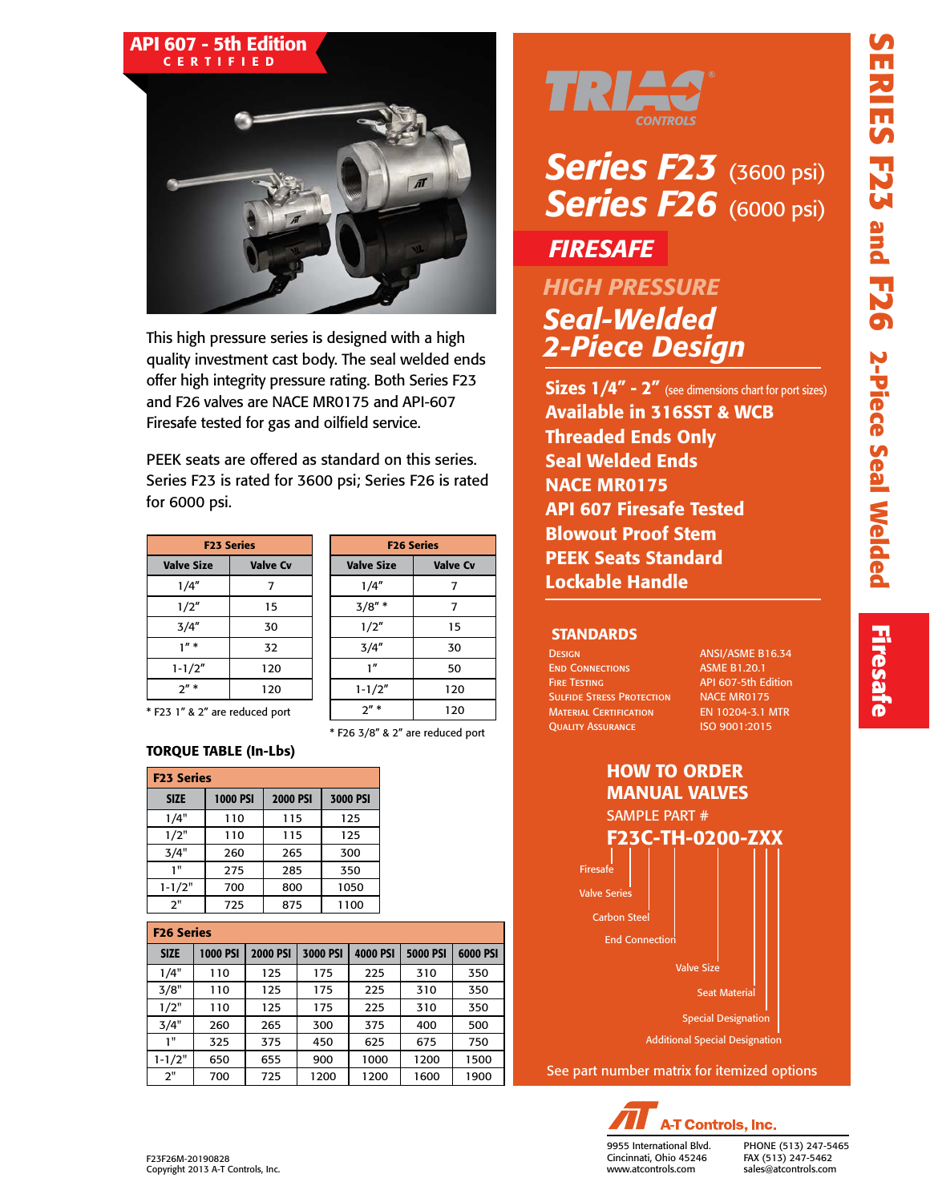API 607 - 5th Edition CERTIFIED

This high pressure series is designed with a high quality investment cast body. The seal welded ends offer high integrity pressure rating. Both Series F23 and F26 valves are NACE MR0175 and API-607 Firesafe tested for gas and oilfield service.

PEEK seats are offered as standard on this series. Series F23 is rated for 3600 psi; Series F26 is rated for 6000 psi.

| F23 Series | |
|---|---|
| **Valve Size** | **Valve Cv** |
| 1/4" | 7 |
| 1/2" | 15 |
| 3/4" | 30 |
| 1" * | 32 |
| 1-1/2" | 120 |
| 2" * | 120 |

* F23 1" & 2" are reduced port

| F26 Series | |
|---|---|
| **Valve Size** | **Valve Cv** |
| 1/4" | 7 |
| 3/8" * | 7 |
| 1/2" | 15 |
| 3/4" | 30 |
| 1" | 50 |
| 1-1/2" | 120 |
| 2" * | 120 |

* F26 3/8" & 2" are reduced port

### TORQUE TABLE (In-Lbs)

| F23 Series | | | |
|---|---|---|---|
| **SIZE** | **1000 PSI** | **2000 PSI** | **3000 PSI** |
| 1/4" | 110 | 115 | 125 |
| 1/2" | 110 | 115 | 125 |
| 3/4" | 260 | 265 | 300 |
| 1" | 275 | 285 | 350 |
| 1-1/2" | 700 | 800 | 1050 |
| 2" | 725 | 875 | 1100 |

| F26 Series | | | | | | |
|---|---|---|---|---|---|---|
| **SIZE** | **1000 PSI** | **2000 PSI** | **3000 PSI** | **4000 PSI** | **5000 PSI** | **6000 PSI** |
| 1/4" | 110 | 125 | 175 | 225 | 310 | 350 |
| 3/8" | 110 | 125 | 175 | 225 | 310 | 350 |
| 1/2" | 110 | 125 | 175 | 225 | 310 | 350 |
| 3/4" | 260 | 265 | 300 | 375 | 400 | 500 |
| 1" | 325 | 375 | 450 | 625 | 675 | 750 |
| 1-1/2" | 650 | 655 | 900 | 1000 | 1200 | 1500 |
| 2" | 700 | 725 | 1200 | 1200 | 1600 | 1900 |

TRIAC® CONTROLS

# Series F23 (3600 psi)
# Series F26 (6000 psi)

## FIRESAFE

## HIGH PRESSURE
## Seal-Welded 2-Piece Design

- **Sizes 1/4" - 2"** (see dimensions chart for port sizes)
- **Available in 316SST & WCB**
- **Threaded Ends Only**
- **Seal Welded Ends**
- **NACE MR0175**
- **API 607 Firesafe Tested**
- **Blowout Proof Stem**
- **PEEK Seats Standard**
- **Lockable Handle**

### STANDARDS

| | |
|---|---|
| Design | ANSI/ASME B16.34 |
| End Connections | ASME B1.20.1 |
| Fire Testing | API 607-5th Edition |
| Sulfide Stress Protection | NACE MR0175 |
| Material Certification | EN 10204-3.1 MTR |
| Quality Assurance | ISO 9001:2015 |

### HOW TO ORDER MANUAL VALVES

SAMPLE PART #

**F23C-TH-0200-ZXX**

- Firesafe
- Valve Series
- Carbon Steel
- End Connection
- Valve Size
- Seat Material
- Special Designation
- Additional Special Designation

See part number matrix for itemized options

SERIES F23 and F26 2-Piece Seal Welded

Firesafe

A-T Controls, Inc.
9955 International Blvd.
Cincinnati, Ohio 45246
www.atcontrols.com
PHONE (513) 247-5465
FAX (513) 247-5462
sales@atcontrols.com

F23F26M-20190828
Copyright 2013 A-T Controls, Inc.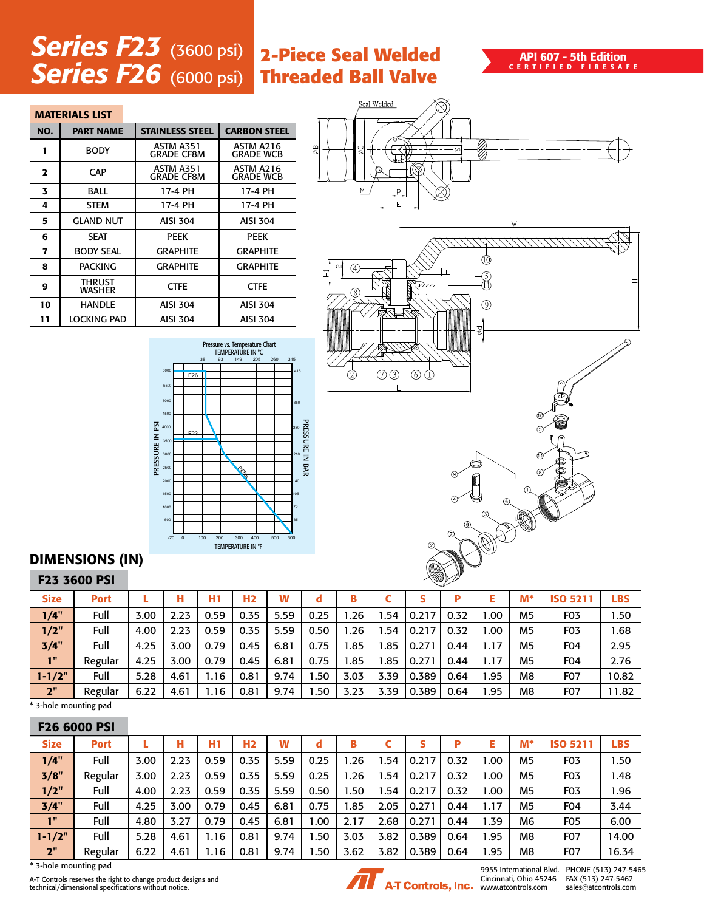# Series F23 (3600 psi) Series F26 (6000 psi)

## 2-Piece Seal Welded Threaded Ball Valve

**API 607 - 5th Edition**
CERTIFIED FIRESAFE

### MATERIALS LIST

| NO. | PART NAME | STAINLESS STEEL | CARBON STEEL |
|---|---|---|---|
| 1 | BODY | ASTM A351 GRADE CF8M | ASTM A216 GRADE WCB |
| 2 | CAP | ASTM A351 GRADE CF8M | ASTM A216 GRADE WCB |
| 3 | BALL | 17-4 PH | 17-4 PH |
| 4 | STEM | 17-4 PH | 17-4 PH |
| 5 | GLAND NUT | AISI 304 | AISI 304 |
| 6 | SEAT | PEEK | PEEK |
| 7 | BODY SEAL | GRAPHITE | GRAPHITE |
| 8 | PACKING | GRAPHITE | GRAPHITE |
| 9 | THRUST WASHER | CTFE | CTFE |
| 10 | HANDLE | AISI 304 | AISI 304 |
| 11 | LOCKING PAD | AISI 304 | AISI 304 |

Seal Welded

Pressure vs. Temperature Chart
TEMPERATURE IN °C
38 93 149 205 260 315
F26
F23
PEEK
PRESSURE IN PSI
6000 5500 5000 4500 4000 3500 3000 2500 2000 1500 1000 500
PRESSURE IN BAR
415 350 280 210 140 105 70 35
-20 0 100 200 300 400 500 600
TEMPERATURE IN °F

## DIMENSIONS (IN)

### F23 3600 PSI

| Size | Port | L | H | H1 | H2 | W | d | B | C | S | P | E | M* | ISO 5211 | LBS |
|---|---|---|---|---|---|---|---|---|---|---|---|---|---|---|---|
| 1/4" | Full | 3.00 | 2.23 | 0.59 | 0.35 | 5.59 | 0.25 | 1.26 | 1.54 | 0.217 | 0.32 | 1.00 | M5 | F03 | 1.50 |
| 1/2" | Full | 4.00 | 2.23 | 0.59 | 0.35 | 5.59 | 0.50 | 1.26 | 1.54 | 0.217 | 0.32 | 1.00 | M5 | F03 | 1.68 |
| 3/4" | Full | 4.25 | 3.00 | 0.79 | 0.45 | 6.81 | 0.75 | 1.85 | 1.85 | 0.271 | 0.44 | 1.17 | M5 | F04 | 2.95 |
| 1" | Regular | 4.25 | 3.00 | 0.79 | 0.45 | 6.81 | 0.75 | 1.85 | 1.85 | 0.271 | 0.44 | 1.17 | M5 | F04 | 2.76 |
| 1-1/2" | Full | 5.28 | 4.61 | 1.16 | 0.81 | 9.74 | 1.50 | 3.03 | 3.39 | 0.389 | 0.64 | 1.95 | M8 | F07 | 10.82 |
| 2" | Regular | 6.22 | 4.61 | 1.16 | 0.81 | 9.74 | 1.50 | 3.23 | 3.39 | 0.389 | 0.64 | 1.95 | M8 | F07 | 11.82 |

* 3-hole mounting pad

### F26 6000 PSI

| Size | Port | L | H | H1 | H2 | W | d | B | C | S | P | E | M* | ISO 5211 | LBS |
|---|---|---|---|---|---|---|---|---|---|---|---|---|---|---|---|
| 1/4" | Full | 3.00 | 2.23 | 0.59 | 0.35 | 5.59 | 0.25 | 1.26 | 1.54 | 0.217 | 0.32 | 1.00 | M5 | F03 | 1.50 |
| 3/8" | Regular | 3.00 | 2.23 | 0.59 | 0.35 | 5.59 | 0.25 | 1.26 | 1.54 | 0.217 | 0.32 | 1.00 | M5 | F03 | 1.48 |
| 1/2" | Full | 4.00 | 2.23 | 0.59 | 0.35 | 5.59 | 0.50 | 1.50 | 1.54 | 0.217 | 0.32 | 1.00 | M5 | F03 | 1.96 |
| 3/4" | Full | 4.25 | 3.00 | 0.79 | 0.45 | 6.81 | 0.75 | 1.85 | 2.05 | 0.271 | 0.44 | 1.17 | M5 | F04 | 3.44 |
| 1" | Full | 4.80 | 3.27 | 0.79 | 0.45 | 6.81 | 1.00 | 2.17 | 2.68 | 0.271 | 0.44 | 1.39 | M6 | F05 | 6.00 |
| 1-1/2" | Full | 5.28 | 4.61 | 1.16 | 0.81 | 9.74 | 1.50 | 3.03 | 3.82 | 0.389 | 0.64 | 1.95 | M8 | F07 | 14.00 |
| 2" | Regular | 6.22 | 4.61 | 1.16 | 0.81 | 9.74 | 1.50 | 3.62 | 3.82 | 0.389 | 0.64 | 1.95 | M8 | F07 | 16.34 |

* 3-hole mounting pad

A-T Controls reserves the right to change product designs and technical/dimensional specifications without notice.

A-T Controls, Inc.
9955 International Blvd. Cincinnati, Ohio 45246 www.atcontrols.com
PHONE (513) 247-5465 FAX (513) 247-5462 sales@atcontrols.com